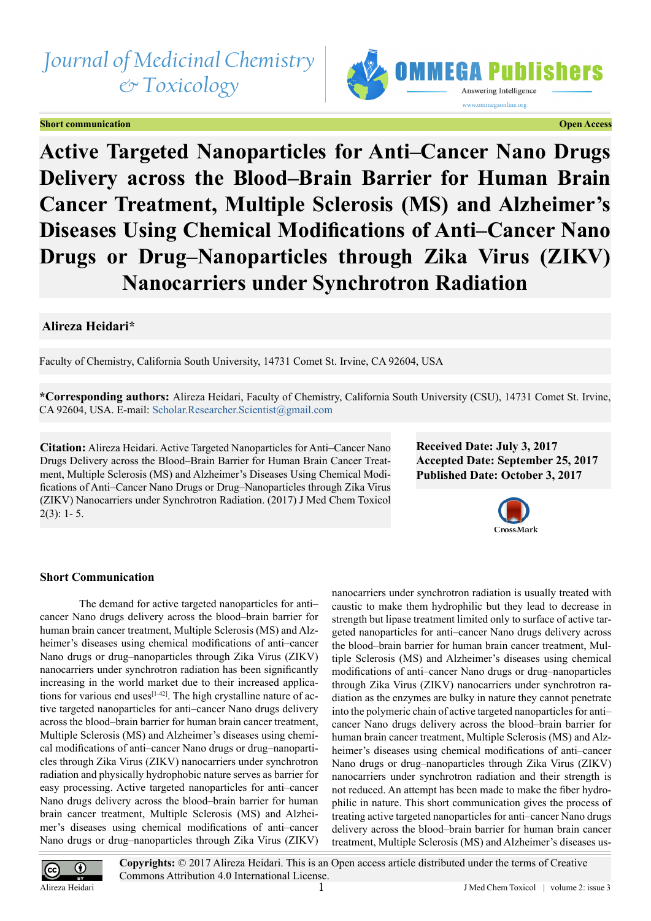Journal of Medicinal Chemistry & Toxicology

OMMEGA Publishers — Answering Intelligence — www.ommegaonline.org

**Short communication** **Open Access**

# Active Targeted Nanoparticles for Anti–Cancer Nano Drugs Delivery across the Blood–Brain Barrier for Human Brain Cancer Treatment, Multiple Sclerosis (MS) and Alzheimer's Diseases Using Chemical Modifications of Anti–Cancer Nano Drugs or Drug–Nanoparticles through Zika Virus (ZIKV) Nanocarriers under Synchrotron Radiation

**Alireza Heidari***

Faculty of Chemistry, California South University, 14731 Comet St. Irvine, CA 92604, USA

***Corresponding authors:** Alireza Heidari, Faculty of Chemistry, California South University (CSU), 14731 Comet St. Irvine, CA 92604, USA. E-mail: Scholar.Researcher.Scientist@gmail.com

**Citation:** Alireza Heidari. Active Targeted Nanoparticles for Anti–Cancer Nano Drugs Delivery across the Blood–Brain Barrier for Human Brain Cancer Treatment, Multiple Sclerosis (MS) and Alzheimer's Diseases Using Chemical Modifications of Anti–Cancer Nano Drugs or Drug–Nanoparticles through Zika Virus (ZIKV) Nanocarriers under Synchrotron Radiation. (2017) J Med Chem Toxicol 2(3): 1- 5.

**Received Date: July 3, 2017**
**Accepted Date: September 25, 2017**
**Published Date: October 3, 2017**

CrossMark

## Short Communication

The demand for active targeted nanoparticles for anti–cancer Nano drugs delivery across the blood–brain barrier for human brain cancer treatment, Multiple Sclerosis (MS) and Alzheimer's diseases using chemical modifications of anti–cancer Nano drugs or drug–nanoparticles through Zika Virus (ZIKV) nanocarriers under synchrotron radiation has been significantly increasing in the world market due to their increased applications for various end uses[1-42]. The high crystalline nature of active targeted nanoparticles for anti–cancer Nano drugs delivery across the blood–brain barrier for human brain cancer treatment, Multiple Sclerosis (MS) and Alzheimer's diseases using chemical modifications of anti–cancer Nano drugs or drug–nanoparticles through Zika Virus (ZIKV) nanocarriers under synchrotron radiation and physically hydrophobic nature serves as barrier for easy processing. Active targeted nanoparticles for anti–cancer Nano drugs delivery across the blood–brain barrier for human brain cancer treatment, Multiple Sclerosis (MS) and Alzheimer's diseases using chemical modifications of anti–cancer Nano drugs or drug–nanoparticles through Zika Virus (ZIKV) nanocarriers under synchrotron radiation is usually treated with caustic to make them hydrophilic but they lead to decrease in strength but lipase treatment limited only to surface of active targeted nanoparticles for anti–cancer Nano drugs delivery across the blood–brain barrier for human brain cancer treatment, Multiple Sclerosis (MS) and Alzheimer's diseases using chemical modifications of anti–cancer Nano drugs or drug–nanoparticles through Zika Virus (ZIKV) nanocarriers under synchrotron radiation as the enzymes are bulky in nature they cannot penetrate into the polymeric chain of active targeted nanoparticles for anti–cancer Nano drugs delivery across the blood–brain barrier for human brain cancer treatment, Multiple Sclerosis (MS) and Alzheimer's diseases using chemical modifications of anti–cancer Nano drugs or drug–nanoparticles through Zika Virus (ZIKV) nanocarriers under synchrotron radiation and their strength is not reduced. An attempt has been made to make the fiber hydrophilic in nature. This short communication gives the process of treating active targeted nanoparticles for anti–cancer Nano drugs delivery across the blood–brain barrier for human brain cancer treatment, Multiple Sclerosis (MS) and Alzheimer's diseases us-

**Copyrights:** © 2017 Alireza Heidari. This is an Open access article distributed under the terms of Creative Commons Attribution 4.0 International License.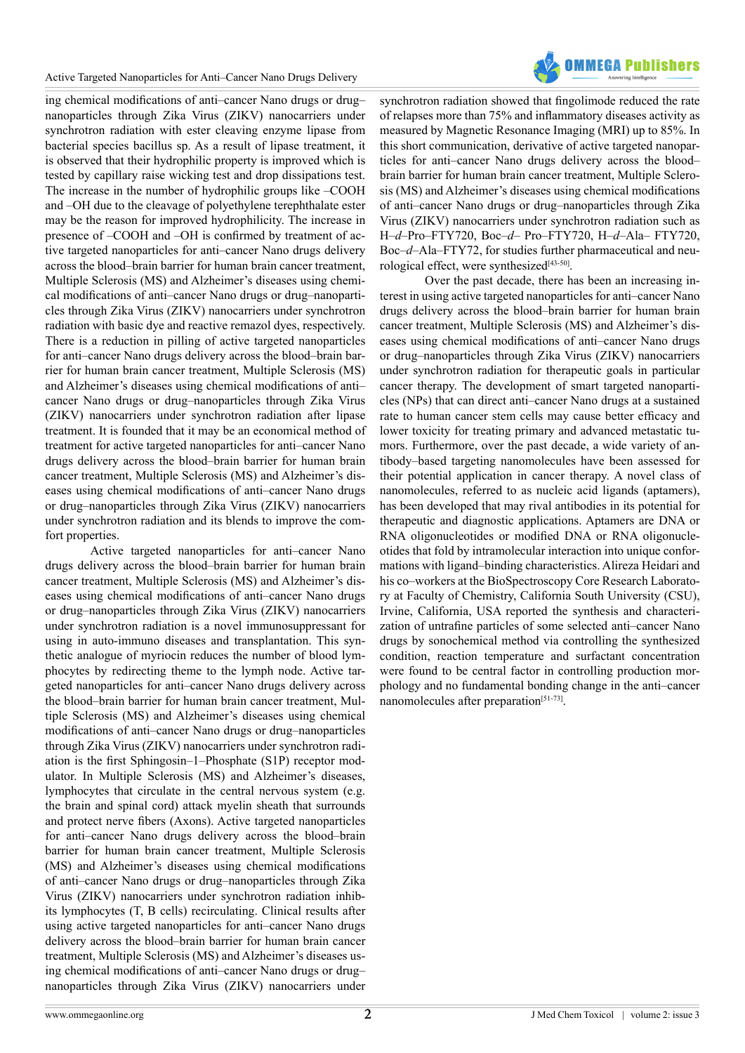ing chemical modifications of anti–cancer Nano drugs or drug–nanoparticles through Zika Virus (ZIKV) nanocarriers under synchrotron radiation with ester cleaving enzyme lipase from bacterial species bacillus sp. As a result of lipase treatment, it is observed that their hydrophilic property is improved which is tested by capillary raise wicking test and drop dissipations test. The increase in the number of hydrophilic groups like –COOH and –OH due to the cleavage of polyethylene terephthalate ester may be the reason for improved hydrophilicity. The increase in presence of –COOH and –OH is confirmed by treatment of active targeted nanoparticles for anti–cancer Nano drugs delivery across the blood–brain barrier for human brain cancer treatment, Multiple Sclerosis (MS) and Alzheimer's diseases using chemical modifications of anti–cancer Nano drugs or drug–nanoparticles through Zika Virus (ZIKV) nanocarriers under synchrotron radiation with basic dye and reactive remazol dyes, respectively. There is a reduction in pilling of active targeted nanoparticles for anti–cancer Nano drugs delivery across the blood–brain barrier for human brain cancer treatment, Multiple Sclerosis (MS) and Alzheimer's diseases using chemical modifications of anti–cancer Nano drugs or drug–nanoparticles through Zika Virus (ZIKV) nanocarriers under synchrotron radiation after lipase treatment. It is founded that it may be an economical method of treatment for active targeted nanoparticles for anti–cancer Nano drugs delivery across the blood–brain barrier for human brain cancer treatment, Multiple Sclerosis (MS) and Alzheimer's diseases using chemical modifications of anti–cancer Nano drugs or drug–nanoparticles through Zika Virus (ZIKV) nanocarriers under synchrotron radiation and its blends to improve the comfort properties.

Active targeted nanoparticles for anti–cancer Nano drugs delivery across the blood–brain barrier for human brain cancer treatment, Multiple Sclerosis (MS) and Alzheimer's diseases using chemical modifications of anti–cancer Nano drugs or drug–nanoparticles through Zika Virus (ZIKV) nanocarriers under synchrotron radiation is a novel immunosuppressant for using in auto-immuno diseases and transplantation. This synthetic analogue of myriocin reduces the number of blood lymphocytes by redirecting theme to the lymph node. Active targeted nanoparticles for anti–cancer Nano drugs delivery across the blood–brain barrier for human brain cancer treatment, Multiple Sclerosis (MS) and Alzheimer's diseases using chemical modifications of anti–cancer Nano drugs or drug–nanoparticles through Zika Virus (ZIKV) nanocarriers under synchrotron radiation is the first Sphingosin–1–Phosphate (S1P) receptor modulator. In Multiple Sclerosis (MS) and Alzheimer's diseases, lymphocytes that circulate in the central nervous system (e.g. the brain and spinal cord) attack myelin sheath that surrounds and protect nerve fibers (Axons). Active targeted nanoparticles for anti–cancer Nano drugs delivery across the blood–brain barrier for human brain cancer treatment, Multiple Sclerosis (MS) and Alzheimer's diseases using chemical modifications of anti–cancer Nano drugs or drug–nanoparticles through Zika Virus (ZIKV) nanocarriers under synchrotron radiation inhibits lymphocytes (T, B cells) recirculating. Clinical results after using active targeted nanoparticles for anti–cancer Nano drugs delivery across the blood–brain barrier for human brain cancer treatment, Multiple Sclerosis (MS) and Alzheimer's diseases using chemical modifications of anti–cancer Nano drugs or drug–nanoparticles through Zika Virus (ZIKV) nanocarriers under synchrotron radiation showed that fingolimode reduced the rate of relapses more than 75% and inflammatory diseases activity as measured by Magnetic Resonance Imaging (MRI) up to 85%. In this short communication, derivative of active targeted nanoparticles for anti–cancer Nano drugs delivery across the blood–brain barrier for human brain cancer treatment, Multiple Sclerosis (MS) and Alzheimer's diseases using chemical modifications of anti–cancer Nano drugs or drug–nanoparticles through Zika Virus (ZIKV) nanocarriers under synchrotron radiation such as H–*d*–Pro–FTY720, Boc–*d*– Pro–FTY720, H–*d*–Ala– FTY720, Boc–*d*–Ala–FTY72, for studies further pharmaceutical and neurological effect, were synthesized[43-50].

Over the past decade, there has been an increasing interest in using active targeted nanoparticles for anti–cancer Nano drugs delivery across the blood–brain barrier for human brain cancer treatment, Multiple Sclerosis (MS) and Alzheimer's diseases using chemical modifications of anti–cancer Nano drugs or drug–nanoparticles through Zika Virus (ZIKV) nanocarriers under synchrotron radiation for therapeutic goals in particular cancer therapy. The development of smart targeted nanoparticles (NPs) that can direct anti–cancer Nano drugs at a sustained rate to human cancer stem cells may cause better efficacy and lower toxicity for treating primary and advanced metastatic tumors. Furthermore, over the past decade, a wide variety of antibody–based targeting nanomolecules have been assessed for their potential application in cancer therapy. A novel class of nanomolecules, referred to as nucleic acid ligands (aptamers), has been developed that may rival antibodies in its potential for therapeutic and diagnostic applications. Aptamers are DNA or RNA oligonucleotides or modified DNA or RNA oligonucleotides that fold by intramolecular interaction into unique conformations with ligand–binding characteristics. Alireza Heidari and his co–workers at the BioSpectroscopy Core Research Laboratory at Faculty of Chemistry, California South University (CSU), Irvine, California, USA reported the synthesis and characterization of untrafine particles of some selected anti–cancer Nano drugs by sonochemical method via controlling the synthesized condition, reaction temperature and surfactant concentration were found to be central factor in controlling production morphology and no fundamental bonding change in the anti–cancer nanomolecules after preparation[51-73].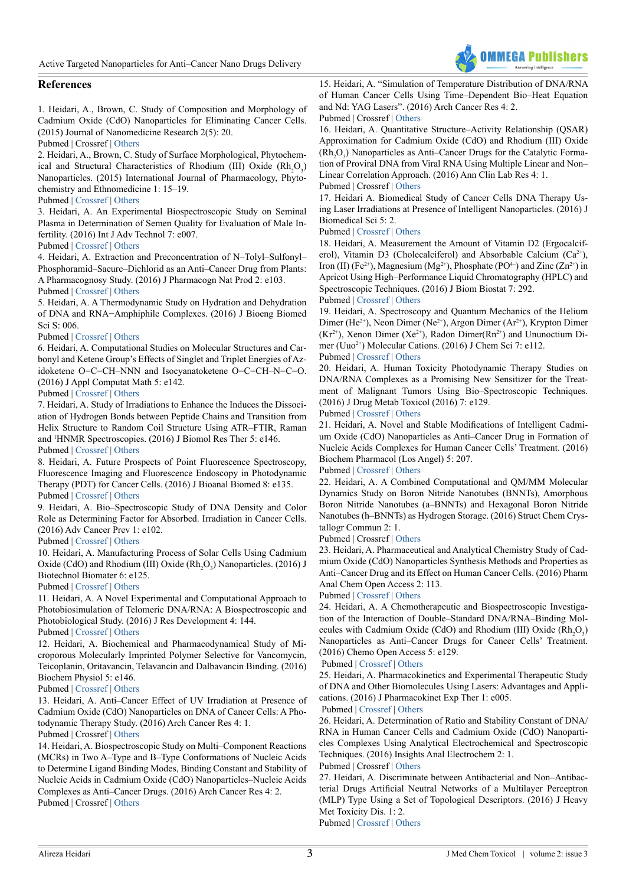## References

1. Heidari, A., Brown, C. Study of Composition and Morphology of Cadmium Oxide (CdO) Nanoparticles for Eliminating Cancer Cells. (2015) Journal of Nanomedicine Research 2(5): 20.
Pubmed | Crossref | Others

2. Heidari, A., Brown, C. Study of Surface Morphological, Phytochemical and Structural Characteristics of Rhodium (III) Oxide ($Rh_2O_3$) Nanoparticles. (2015) International Journal of Pharmacology, Phytochemistry and Ethnomedicine 1: 15–19.
Pubmed | Crossref | Others

3. Heidari, A. An Experimental Biospectroscopic Study on Seminal Plasma in Determination of Semen Quality for Evaluation of Male Infertility. (2016) Int J Adv Technol 7: e007.
Pubmed | Crossref | Others

4. Heidari, A. Extraction and Preconcentration of N–Tolyl–Sulfonyl–Phosphoramid–Saeure–Dichlorid as an Anti–Cancer Drug from Plants: A Pharmacognosy Study. (2016) J Pharmacogn Nat Prod 2: e103.
Pubmed | Crossref | Others

5. Heidari, A. A Thermodynamic Study on Hydration and Dehydration of DNA and RNA−Amphiphile Complexes. (2016) J Bioeng Biomed Sci S: 006.
Pubmed | Crossref | Others

6. Heidari, A. Computational Studies on Molecular Structures and Carbonyl and Ketene Group's Effects of Singlet and Triplet Energies of Azidoketene O=C=CH–NNN and Isocyanatoketene O=C=CH–N=C=O. (2016) J Appl Computat Math 5: e142.
Pubmed | Crossref | Others

7. Heidari, A. Study of Irradiations to Enhance the Induces the Dissociation of Hydrogen Bonds between Peptide Chains and Transition from Helix Structure to Random Coil Structure Using ATR–FTIR, Raman and $^1$HNMR Spectroscopies. (2016) J Biomol Res Ther 5: e146.
Pubmed | Crossref | Others

8. Heidari, A. Future Prospects of Point Fluorescence Spectroscopy, Fluorescence Imaging and Fluorescence Endoscopy in Photodynamic Therapy (PDT) for Cancer Cells. (2016) J Bioanal Biomed 8: e135.
Pubmed | Crossref | Others

9. Heidari, A. Bio–Spectroscopic Study of DNA Density and Color Role as Determining Factor for Absorbed. Irradiation in Cancer Cells. (2016) Adv Cancer Prev 1: e102.
Pubmed | Crossref | Others

10. Heidari, A. Manufacturing Process of Solar Cells Using Cadmium Oxide (CdO) and Rhodium (III) Oxide ($Rh_2O_3$) Nanoparticles. (2016) J Biotechnol Biomater 6: e125.
Pubmed | Crossref | Others

11. Heidari, A. A Novel Experimental and Computational Approach to Photobiosimulation of Telomeric DNA/RNA: A Biospectroscopic and Photobiological Study. (2016) J Res Development 4: 144.
Pubmed | Crossref | Others

12. Heidari, A. Biochemical and Pharmacodynamical Study of Microporous Molecularly Imprinted Polymer Selective for Vancomycin, Teicoplanin, Oritavancin, Telavancin and Dalbavancin Binding. (2016) Biochem Physiol 5: e146.
Pubmed | Crossref | Others

13. Heidari, A. Anti–Cancer Effect of UV Irradiation at Presence of Cadmium Oxide (CdO) Nanoparticles on DNA of Cancer Cells: A Photodynamic Therapy Study. (2016) Arch Cancer Res 4: 1.
Pubmed | Crossref | Others

14. Heidari, A. Biospectroscopic Study on Multi–Component Reactions (MCRs) in Two A–Type and B–Type Conformations of Nucleic Acids to Determine Ligand Binding Modes, Binding Constant and Stability of Nucleic Acids in Cadmium Oxide (CdO) Nanoparticles–Nucleic Acids Complexes as Anti–Cancer Drugs. (2016) Arch Cancer Res 4: 2.
Pubmed | Crossref | Others

15. Heidari, A. "Simulation of Temperature Distribution of DNA/RNA of Human Cancer Cells Using Time–Dependent Bio–Heat Equation and Nd: YAG Lasers". (2016) Arch Cancer Res 4: 2.
Pubmed | Crossref | Others

16. Heidari, A. Quantitative Structure–Activity Relationship (QSAR) Approximation for Cadmium Oxide (CdO) and Rhodium (III) Oxide ($Rh_2O_3$) Nanoparticles as Anti–Cancer Drugs for the Catalytic Formation of Proviral DNA from Viral RNA Using Multiple Linear and Non–Linear Correlation Approach. (2016) Ann Clin Lab Res 4: 1.
Pubmed | Crossref | Others

17. Heidari A. Biomedical Study of Cancer Cells DNA Therapy Using Laser Irradiations at Presence of Intelligent Nanoparticles. (2016) J Biomedical Sci 5: 2.
Pubmed | Crossref | Others

18. Heidari, A. Measurement the Amount of Vitamin D2 (Ergocalciferol), Vitamin D3 (Cholecalciferol) and Absorbable Calcium ($Ca^{2+}$), Iron (II) ($Fe^{2+}$), Magnesium ($Mg^{2+}$), Phosphate ($PO^{4-}$) and Zinc ($Zn^{2+}$) in Apricot Using High–Performance Liquid Chromatography (HPLC) and Spectroscopic Techniques. (2016) J Biom Biostat 7: 292.
Pubmed | Crossref | Others

19. Heidari, A. Spectroscopy and Quantum Mechanics of the Helium Dimer ($He^{2+}$), Neon Dimer ($Ne^{2+}$), Argon Dimer ($Ar^{2+}$), Krypton Dimer ($Kr^{2+}$), Xenon Dimer ($Xe^{2+}$), Radon Dimer($Rn^{2+}$) and Ununoctium Dimer ($Uuo^{2+}$) Molecular Cations. (2016) J Chem Sci 7: e112.
Pubmed | Crossref | Others

20. Heidari, A. Human Toxicity Photodynamic Therapy Studies on DNA/RNA Complexes as a Promising New Sensitizer for the Treatment of Malignant Tumors Using Bio–Spectroscopic Techniques. (2016) J Drug Metab Toxicol (2016) 7: e129.
Pubmed | Crossref | Others

21. Heidari, A. Novel and Stable Modifications of Intelligent Cadmium Oxide (CdO) Nanoparticles as Anti–Cancer Drug in Formation of Nucleic Acids Complexes for Human Cancer Cells' Treatment. (2016) Biochem Pharmacol (Los Angel) 5: 207.
Pubmed | Crossref | Others

22. Heidari, A. A Combined Computational and QM/MM Molecular Dynamics Study on Boron Nitride Nanotubes (BNNTs), Amorphous Boron Nitride Nanotubes (a–BNNTs) and Hexagonal Boron Nitride Nanotubes (h–BNNTs) as Hydrogen Storage. (2016) Struct Chem Crystallogr Commun 2: 1.
Pubmed | Crossref | Others

23. Heidari, A. Pharmaceutical and Analytical Chemistry Study of Cadmium Oxide (CdO) Nanoparticles Synthesis Methods and Properties as Anti–Cancer Drug and its Effect on Human Cancer Cells. (2016) Pharm Anal Chem Open Access 2: 113.
Pubmed | Crossref | Others

24. Heidari, A. A Chemotherapeutic and Biospectroscopic Investigation of the Interaction of Double–Standard DNA/RNA–Binding Molecules with Cadmium Oxide (CdO) and Rhodium (III) Oxide ($Rh_2O_3$) Nanoparticles as Anti–Cancer Drugs for Cancer Cells' Treatment. (2016) Chemo Open Access 5: e129.
Pubmed | Crossref | Others

25. Heidari, A. Pharmacokinetics and Experimental Therapeutic Study of DNA and Other Biomolecules Using Lasers: Advantages and Applications. (2016) J Pharmacokinet Exp Ther 1: e005.
Pubmed | Crossref | Others

26. Heidari, A. Determination of Ratio and Stability Constant of DNA/RNA in Human Cancer Cells and Cadmium Oxide (CdO) Nanoparticles Complexes Using Analytical Electrochemical and Spectroscopic Techniques. (2016) Insights Anal Electrochem 2: 1.
Pubmed | Crossref | Others

27. Heidari, A. Discriminate between Antibacterial and Non–Antibacterial Drugs Artificial Neutral Networks of a Multilayer Perceptron (MLP) Type Using a Set of Topological Descriptors. (2016) J Heavy Met Toxicity Dis. 1: 2.
Pubmed | Crossref | Others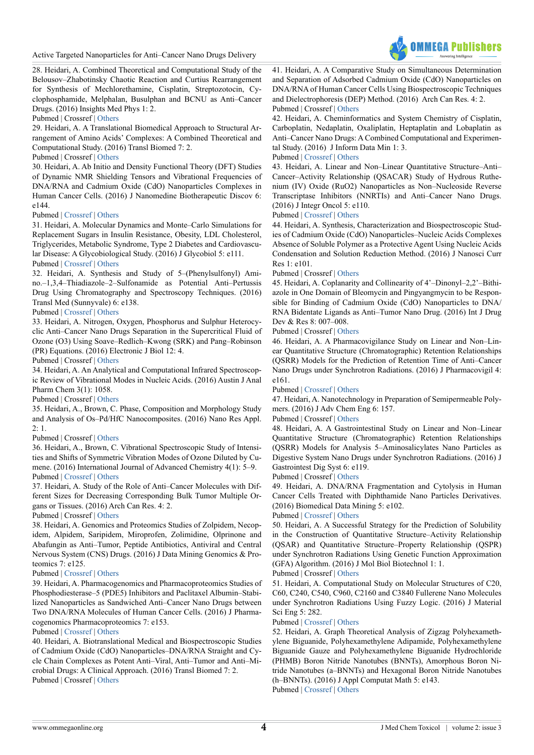28. Heidari, A. Combined Theoretical and Computational Study of the Belousov–Zhabotinsky Chaotic Reaction and Curtius Rearrangement for Synthesis of Mechlorethamine, Cisplatin, Streptozotocin, Cyclophosphamide, Melphalan, Busulphan and BCNU as Anti–Cancer Drugs. (2016) Insights Med Phys 1: 2.
Pubmed | Crossref | Others

29. Heidari, A. A Translational Biomedical Approach to Structural Arrangement of Amino Acids' Complexes: A Combined Theoretical and Computational Study. (2016) Transl Biomed 7: 2.
Pubmed | Crossref | Others

30. Heidari, A. Ab Initio and Density Functional Theory (DFT) Studies of Dynamic NMR Shielding Tensors and Vibrational Frequencies of DNA/RNA and Cadmium Oxide (CdO) Nanoparticles Complexes in Human Cancer Cells. (2016) J Nanomedine Biotherapeutic Discov 6: e144.
Pubmed | Crossref | Others

31. Heidari, A. Molecular Dynamics and Monte–Carlo Simulations for Replacement Sugars in Insulin Resistance, Obesity, LDL Cholesterol, Triglycerides, Metabolic Syndrome, Type 2 Diabetes and Cardiovascular Disease: A Glycobiological Study. (2016) J Glycobiol 5: e111.
Pubmed | Crossref | Others

32. Heidari, A. Synthesis and Study of 5–(Phenylsulfonyl) Amino–1,3,4–Thiadiazole–2–Sulfonamide as Potential Anti–Pertussis Drug Using Chromatography and Spectroscopy Techniques. (2016) Transl Med (Sunnyvale) 6: e138.
Pubmed | Crossref | Others

33. Heidari, A. Nitrogen, Oxygen, Phosphorus and Sulphur Heterocyclic Anti–Cancer Nano Drugs Separation in the Supercritical Fluid of Ozone (O3) Using Soave–Redlich–Kwong (SRK) and Pang–Robinson (PR) Equations. (2016) Electronic J Biol 12: 4.
Pubmed | Crossref | Others

34. Heidari, A. An Analytical and Computational Infrared Spectroscopic Review of Vibrational Modes in Nucleic Acids. (2016) Austin J Anal Pharm Chem 3(1): 1058.
Pubmed | Crossref | Others

35. Heidari, A., Brown, C. Phase, Composition and Morphology Study and Analysis of Os–Pd/HfC Nanocomposites. (2016) Nano Res Appl. 2: 1.
Pubmed | Crossref | Others

36. Heidari, A., Brown, C. Vibrational Spectroscopic Study of Intensities and Shifts of Symmetric Vibration Modes of Ozone Diluted by Cumene. (2016) International Journal of Advanced Chemistry 4(1): 5–9.
Pubmed | Crossref | Others

37. Heidari, A. Study of the Role of Anti–Cancer Molecules with Different Sizes for Decreasing Corresponding Bulk Tumor Multiple Organs or Tissues. (2016) Arch Can Res. 4: 2.
Pubmed | Crossref | Others

38. Heidari, A. Genomics and Proteomics Studies of Zolpidem, Necopidem, Alpidem, Saripidem, Miroprofen, Zolimidine, Olprinone and Abafungin as Anti–Tumor, Peptide Antibiotics, Antiviral and Central Nervous System (CNS) Drugs. (2016) J Data Mining Genomics & Proteomics 7: e125.
Pubmed | Crossref | Others

39. Heidari, A. Pharmacogenomics and Pharmacoproteomics Studies of Phosphodiesterase–5 (PDE5) Inhibitors and Paclitaxel Albumin–Stabilized Nanoparticles as Sandwiched Anti–Cancer Nano Drugs between Two DNA/RNA Molecules of Human Cancer Cells. (2016) J Pharmacogenomics Pharmacoproteomics 7: e153.
Pubmed | Crossref | Others

40. Heidari, A. Biotranslational Medical and Biospectroscopic Studies of Cadmium Oxide (CdO) Nanoparticles–DNA/RNA Straight and Cycle Chain Complexes as Potent Anti–Viral, Anti–Tumor and Anti–Microbial Drugs: A Clinical Approach. (2016) Transl Biomed 7: 2.
Pubmed | Crossref | Others

41. Heidari, A. A Comparative Study on Simultaneous Determination and Separation of Adsorbed Cadmium Oxide (CdO) Nanoparticles on DNA/RNA of Human Cancer Cells Using Biospectroscopic Techniques and Dielectrophoresis (DEP) Method. (2016) Arch Can Res. 4: 2.
Pubmed | Crossref | Others

42. Heidari, A. Cheminformatics and System Chemistry of Cisplatin, Carboplatin, Nedaplatin, Oxaliplatin, Heptaplatin and Lobaplatin as Anti–Cancer Nano Drugs: A Combined Computational and Experimental Study. (2016) J Inform Data Min 1: 3.
Pubmed | Crossref | Others

43. Heidari, A. Linear and Non–Linear Quantitative Structure–Anti–Cancer–Activity Relationship (QSACAR) Study of Hydrous Ruthenium (IV) Oxide (RuO2) Nanoparticles as Non–Nucleoside Reverse Transcriptase Inhibitors (NNRTIs) and Anti–Cancer Nano Drugs. (2016) J Integr Oncol 5: e110.
Pubmed | Crossref | Others

44. Heidari, A. Synthesis, Characterization and Biospectroscopic Studies of Cadmium Oxide (CdO) Nanoparticles–Nucleic Acids Complexes Absence of Soluble Polymer as a Protective Agent Using Nucleic Acids Condensation and Solution Reduction Method. (2016) J Nanosci Curr Res 1: e101.
Pubmed | Crossref | Others

45. Heidari, A. Coplanarity and Collinearity of 4'–Dinonyl–2,2'–Bithiazole in One Domain of Bleomycin and Pingyangmycin to be Responsible for Binding of Cadmium Oxide (CdO) Nanoparticles to DNA/RNA Bidentate Ligands as Anti–Tumor Nano Drug. (2016) Int J Drug Dev & Res 8: 007–008.
Pubmed | Crossref | Others

46. Heidari, A. A Pharmacovigilance Study on Linear and Non–Linear Quantitative Structure (Chromatographic) Retention Relationships (QSRR) Models for the Prediction of Retention Time of Anti–Cancer Nano Drugs under Synchrotron Radiations. (2016) J Pharmacovigil 4: e161.
Pubmed | Crossref | Others

47. Heidari, A. Nanotechnology in Preparation of Semipermeable Polymers. (2016) J Adv Chem Eng 6: 157.
Pubmed | Crossref | Others

48. Heidari, A. A Gastrointestinal Study on Linear and Non–Linear Quantitative Structure (Chromatographic) Retention Relationships (QSRR) Models for Analysis 5–Aminosalicylates Nano Particles as Digestive System Nano Drugs under Synchrotron Radiations. (2016) J Gastrointest Dig Syst 6: e119.
Pubmed | Crossref | Others

49. Heidari, A. DNA/RNA Fragmentation and Cytolysis in Human Cancer Cells Treated with Diphthamide Nano Particles Derivatives. (2016) Biomedical Data Mining 5: e102.
Pubmed | Crossref | Others

50. Heidari, A. A Successful Strategy for the Prediction of Solubility in the Construction of Quantitative Structure–Activity Relationship (QSAR) and Quantitative Structure–Property Relationship (QSPR) under Synchrotron Radiations Using Genetic Function Approximation (GFA) Algorithm. (2016) J Mol Biol Biotechnol 1: 1.
Pubmed | Crossref | Others

51. Heidari, A. Computational Study on Molecular Structures of C20, C60, C240, C540, C960, C2160 and C3840 Fullerene Nano Molecules under Synchrotron Radiations Using Fuzzy Logic. (2016) J Material Sci Eng 5: 282.
Pubmed | Crossref | Others

52. Heidari, A. Graph Theoretical Analysis of Zigzag Polyhexamethylene Biguanide, Polyhexamethylene Adipamide, Polyhexamethylene Biguanide Gauze and Polyhexamethylene Biguanide Hydrochloride (PHMB) Boron Nitride Nanotubes (BNNTs), Amorphous Boron Nitride Nanotubes (a–BNNTs) and Hexagonal Boron Nitride Nanotubes (h–BNNTs). (2016) J Appl Computat Math 5: e143.
Pubmed | Crossref | Others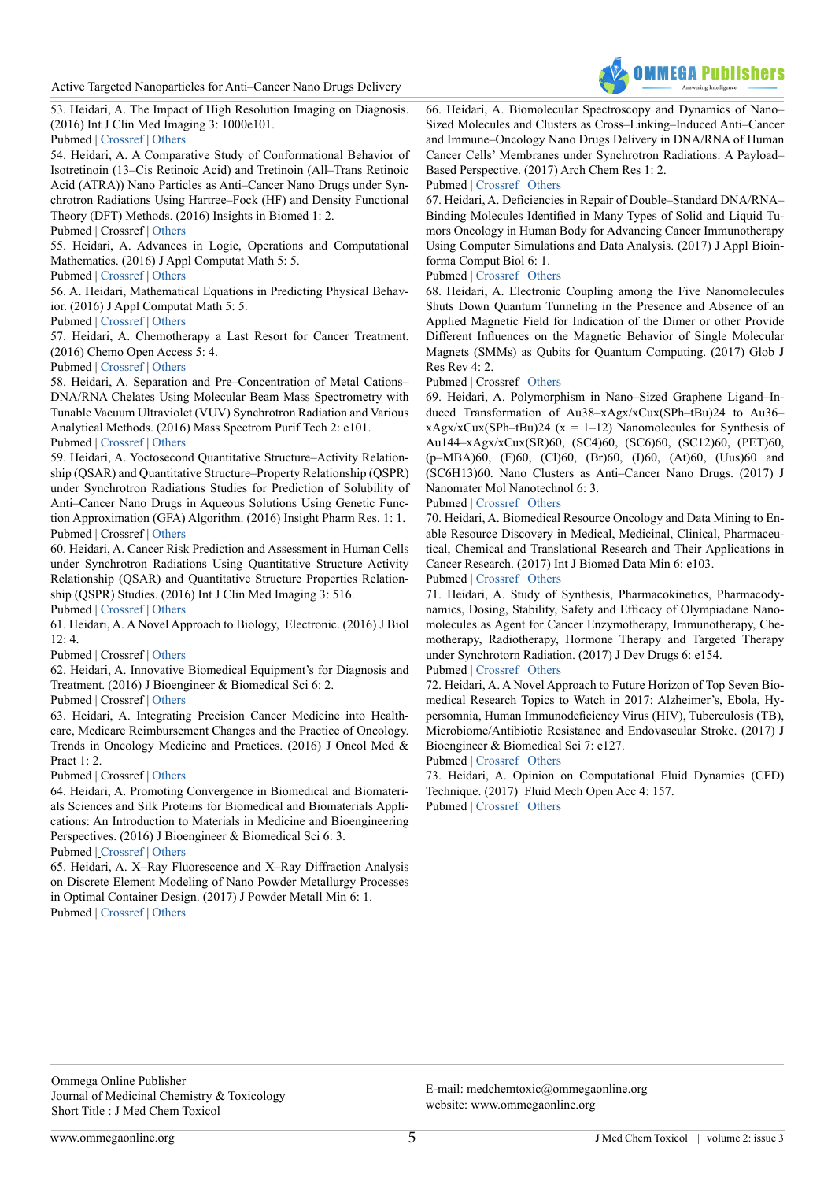53. Heidari, A. The Impact of High Resolution Imaging on Diagnosis. (2016) Int J Clin Med Imaging 3: 1000e101.
Pubmed | Crossref | Others

54. Heidari, A. A Comparative Study of Conformational Behavior of Isotretinoin (13–Cis Retinoic Acid) and Tretinoin (All–Trans Retinoic Acid (ATRA)) Nano Particles as Anti–Cancer Nano Drugs under Synchrotron Radiations Using Hartree–Fock (HF) and Density Functional Theory (DFT) Methods. (2016) Insights in Biomed 1: 2.
Pubmed | Crossref | Others

55. Heidari, A. Advances in Logic, Operations and Computational Mathematics. (2016) J Appl Computat Math 5: 5.
Pubmed | Crossref | Others

56. A. Heidari, Mathematical Equations in Predicting Physical Behavior. (2016) J Appl Computat Math 5: 5.
Pubmed | Crossref | Others

57. Heidari, A. Chemotherapy a Last Resort for Cancer Treatment. (2016) Chemo Open Access 5: 4.
Pubmed | Crossref | Others

58. Heidari, A. Separation and Pre–Concentration of Metal Cations–DNA/RNA Chelates Using Molecular Beam Mass Spectrometry with Tunable Vacuum Ultraviolet (VUV) Synchrotron Radiation and Various Analytical Methods. (2016) Mass Spectrom Purif Tech 2: e101.
Pubmed | Crossref | Others

59. Heidari, A. Yoctosecond Quantitative Structure–Activity Relationship (QSAR) and Quantitative Structure–Property Relationship (QSPR) under Synchrotron Radiations Studies for Prediction of Solubility of Anti–Cancer Nano Drugs in Aqueous Solutions Using Genetic Function Approximation (GFA) Algorithm. (2016) Insight Pharm Res. 1: 1.
Pubmed | Crossref | Others

60. Heidari, A. Cancer Risk Prediction and Assessment in Human Cells under Synchrotron Radiations Using Quantitative Structure Activity Relationship (QSAR) and Quantitative Structure Properties Relationship (QSPR) Studies. (2016) Int J Clin Med Imaging 3: 516.
Pubmed | Crossref | Others

61. Heidari, A. A Novel Approach to Biology, Electronic. (2016) J Biol 12: 4.
Pubmed | Crossref | Others

62. Heidari, A. Innovative Biomedical Equipment's for Diagnosis and Treatment. (2016) J Bioengineer & Biomedical Sci 6: 2.
Pubmed | Crossref | Others

63. Heidari, A. Integrating Precision Cancer Medicine into Healthcare, Medicare Reimbursement Changes and the Practice of Oncology. Trends in Oncology Medicine and Practices. (2016) J Oncol Med & Pract 1: 2.
Pubmed | Crossref | Others

64. Heidari, A. Promoting Convergence in Biomedical and Biomaterials Sciences and Silk Proteins for Biomedical and Biomaterials Applications: An Introduction to Materials in Medicine and Bioengineering Perspectives. (2016) J Bioengineer & Biomedical Sci 6: 3.
Pubmed | Crossref | Others

65. Heidari, A. X–Ray Fluorescence and X–Ray Diffraction Analysis on Discrete Element Modeling of Nano Powder Metallurgy Processes in Optimal Container Design. (2017) J Powder Metall Min 6: 1.
Pubmed | Crossref | Others

66. Heidari, A. Biomolecular Spectroscopy and Dynamics of Nano–Sized Molecules and Clusters as Cross–Linking–Induced Anti–Cancer and Immune–Oncology Nano Drugs Delivery in DNA/RNA of Human Cancer Cells' Membranes under Synchrotron Radiations: A Payload–Based Perspective. (2017) Arch Chem Res 1: 2.
Pubmed | Crossref | Others

67. Heidari, A. Deficiencies in Repair of Double–Standard DNA/RNA–Binding Molecules Identified in Many Types of Solid and Liquid Tumors Oncology in Human Body for Advancing Cancer Immunotherapy Using Computer Simulations and Data Analysis. (2017) J Appl Bioinforma Comput Biol 6: 1.
Pubmed | Crossref | Others

68. Heidari, A. Electronic Coupling among the Five Nanomolecules Shuts Down Quantum Tunneling in the Presence and Absence of an Applied Magnetic Field for Indication of the Dimer or other Provide Different Influences on the Magnetic Behavior of Single Molecular Magnets (SMMs) as Qubits for Quantum Computing. (2017) Glob J Res Rev 4: 2.
Pubmed | Crossref | Others

69. Heidari, A. Polymorphism in Nano–Sized Graphene Ligand–Induced Transformation of Au38–xAgx/xCux(SPh–tBu)24 to Au36–xAgx/xCux(SPh–tBu)24 (x = 1–12) Nanomolecules for Synthesis of Au144–xAgx/xCux(SR)60, (SC4)60, (SC6)60, (SC12)60, (PET)60, (p–MBA)60, (F)60, (Cl)60, (Br)60, (I)60, (At)60, (Uus)60 and (SC6H13)60. Nano Clusters as Anti–Cancer Nano Drugs. (2017) J Nanomater Mol Nanotechnol 6: 3.
Pubmed | Crossref | Others

70. Heidari, A. Biomedical Resource Oncology and Data Mining to Enable Resource Discovery in Medical, Medicinal, Clinical, Pharmaceutical, Chemical and Translational Research and Their Applications in Cancer Research. (2017) Int J Biomed Data Min 6: e103.
Pubmed | Crossref | Others

71. Heidari, A. Study of Synthesis, Pharmacokinetics, Pharmacodynamics, Dosing, Stability, Safety and Efficacy of Olympiadane Nanomolecules as Agent for Cancer Enzymotherapy, Immunotherapy, Chemotherapy, Radiotherapy, Hormone Therapy and Targeted Therapy under Synchrotorn Radiation. (2017) J Dev Drugs 6: e154.
Pubmed | Crossref | Others

72. Heidari, A. A Novel Approach to Future Horizon of Top Seven Biomedical Research Topics to Watch in 2017: Alzheimer's, Ebola, Hypersomnia, Human Immunodeficiency Virus (HIV), Tuberculosis (TB), Microbiome/Antibiotic Resistance and Endovascular Stroke. (2017) J Bioengineer & Biomedical Sci 7: e127.
Pubmed | Crossref | Others

73. Heidari, A. Opinion on Computational Fluid Dynamics (CFD) Technique. (2017) Fluid Mech Open Acc 4: 157.
Pubmed | Crossref | Others

Ommega Online Publisher
Journal of Medicinal Chemistry & Toxicology
Short Title : J Med Chem Toxicol

E-mail: medchemtoxic@ommegaonline.org
website: www.ommegaonline.org